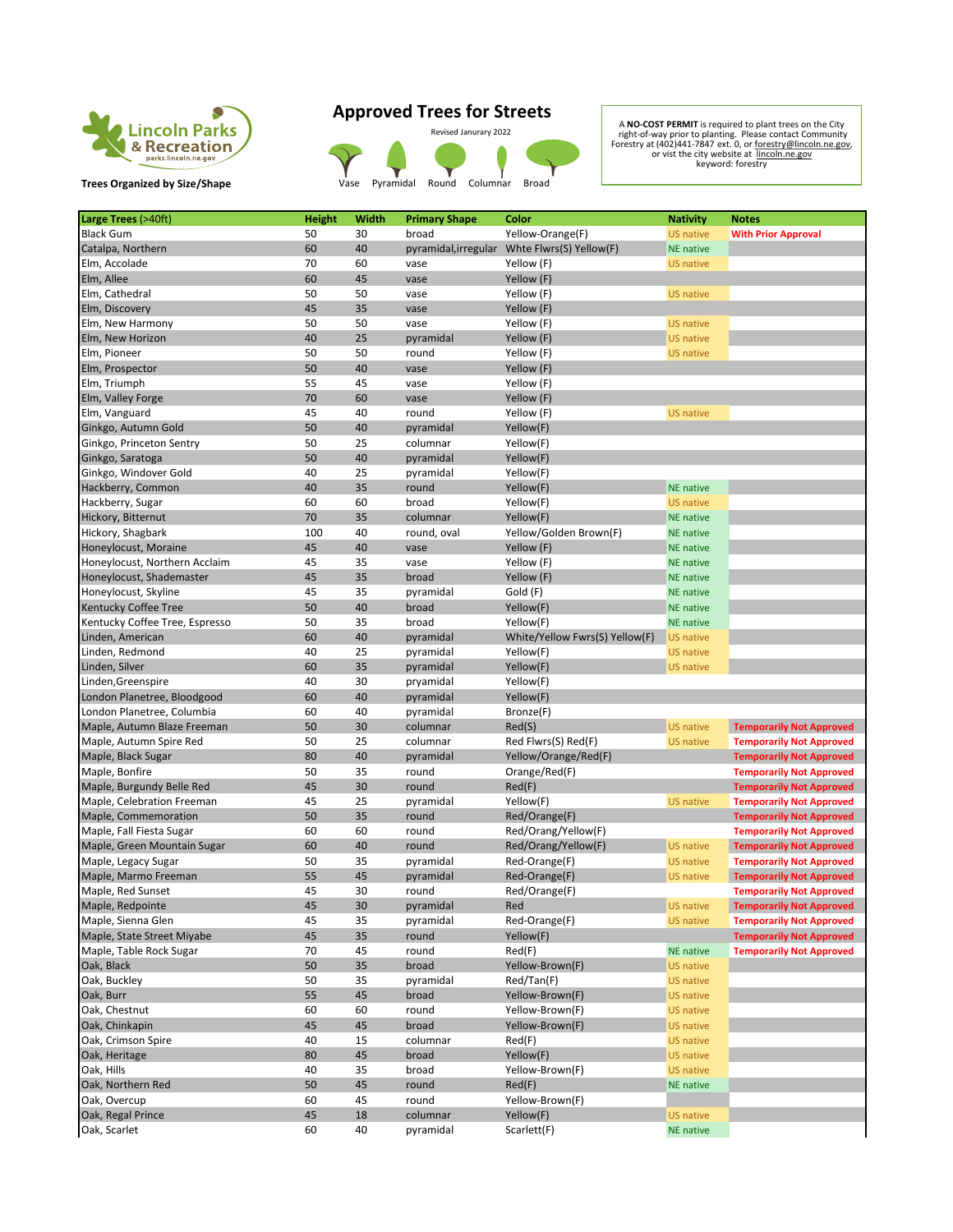Lincoln Parks & Recreation
parks.lincoln.ne.gov

**Trees Organized by Size/Shape**

# Approved Trees for Streets

Revised Janurary 2022

Vase | Pyramidal | Round | Columnar | Broad

A **NO-COST PERMIT** is required to plant trees on the City right-of-way prior to planting. Please contact Community Forestry at (402)441-7847 ext. 0, or forestry@lincoln.ne.gov, or vist the city website at lincoln.ne.gov keyword: forestry

| Large Trees (>40ft) | Height | Width | Primary Shape | Color | Nativity | Notes |
|---|---|---|---|---|---|---|
| Black Gum | 50 | 30 | broad | Yellow-Orange(F) | US native | With Prior Approval |
| Catalpa, Northern | 60 | 40 | pyramidal,irregular | Whte Flwrs(S) Yellow(F) | NE native | |
| Elm, Accolade | 70 | 60 | vase | Yellow (F) | US native | |
| Elm, Allee | 60 | 45 | vase | Yellow (F) | | |
| Elm, Cathedral | 50 | 50 | vase | Yellow (F) | US native | |
| Elm, Discovery | 45 | 35 | vase | Yellow (F) | | |
| Elm, New Harmony | 50 | 50 | vase | Yellow (F) | US native | |
| Elm, New Horizon | 40 | 25 | pyramidal | Yellow (F) | US native | |
| Elm, Pioneer | 50 | 50 | round | Yellow (F) | US native | |
| Elm, Prospector | 50 | 40 | vase | Yellow (F) | | |
| Elm, Triumph | 55 | 45 | vase | Yellow (F) | | |
| Elm, Valley Forge | 70 | 60 | vase | Yellow (F) | | |
| Elm, Vanguard | 45 | 40 | round | Yellow (F) | US native | |
| Ginkgo, Autumn Gold | 50 | 40 | pyramidal | Yellow(F) | | |
| Ginkgo, Princeton Sentry | 50 | 25 | columnar | Yellow(F) | | |
| Ginkgo, Saratoga | 50 | 40 | pyramidal | Yellow(F) | | |
| Ginkgo, Windover Gold | 40 | 25 | pyramidal | Yellow(F) | | |
| Hackberry, Common | 40 | 35 | round | Yellow(F) | NE native | |
| Hackberry, Sugar | 60 | 60 | broad | Yellow(F) | US native | |
| Hickory, Bitternut | 70 | 35 | columnar | Yellow(F) | NE native | |
| Hickory, Shagbark | 100 | 40 | round, oval | Yellow/Golden Brown(F) | NE native | |
| Honeylocust, Moraine | 45 | 40 | vase | Yellow (F) | NE native | |
| Honeylocust, Northern Acclaim | 45 | 35 | vase | Yellow (F) | NE native | |
| Honeylocust, Shademaster | 45 | 35 | broad | Yellow (F) | NE native | |
| Honeylocust, Skyline | 45 | 35 | pyramidal | Gold (F) | NE native | |
| Kentucky Coffee Tree | 50 | 40 | broad | Yellow(F) | NE native | |
| Kentucky Coffee Tree, Espresso | 50 | 35 | broad | Yellow(F) | NE native | |
| Linden, American | 60 | 40 | pyramidal | White/Yellow Fwrs(S) Yellow(F) | US native | |
| Linden, Redmond | 40 | 25 | pyramidal | Yellow(F) | US native | |
| Linden, Silver | 60 | 35 | pyramidal | Yellow(F) | US native | |
| Linden,Greenspire | 40 | 30 | pryamidal | Yellow(F) | | |
| London Planetree, Bloodgood | 60 | 40 | pyramidal | Yellow(F) | | |
| London Planetree, Columbia | 60 | 40 | pyramidal | Bronze(F) | | |
| Maple, Autumn Blaze Freeman | 50 | 30 | columnar | Red(S) | US native | Temporarily Not Approved |
| Maple, Autumn Spire Red | 50 | 25 | columnar | Red Flwrs(S) Red(F) | US native | Temporarily Not Approved |
| Maple, Black Sugar | 80 | 40 | pyramidal | Yellow/Orange/Red(F) | | Temporarily Not Approved |
| Maple, Bonfire | 50 | 35 | round | Orange/Red(F) | | Temporarily Not Approved |
| Maple, Burgundy Belle Red | 45 | 30 | round | Red(F) | | Temporarily Not Approved |
| Maple, Celebration Freeman | 45 | 25 | pyramidal | Yellow(F) | US native | Temporarily Not Approved |
| Maple, Commemoration | 50 | 35 | round | Red/Orange(F) | | Temporarily Not Approved |
| Maple, Fall Fiesta Sugar | 60 | 60 | round | Red/Orang/Yellow(F) | | Temporarily Not Approved |
| Maple, Green Mountain Sugar | 60 | 40 | round | Red/Orang/Yellow(F) | US native | Temporarily Not Approved |
| Maple, Legacy Sugar | 50 | 35 | pyramidal | Red-Orange(F) | US native | Temporarily Not Approved |
| Maple, Marmo Freeman | 55 | 45 | pyramidal | Red-Orange(F) | US native | Temporarily Not Approved |
| Maple, Red Sunset | 45 | 30 | round | Red/Orange(F) | | Temporarily Not Approved |
| Maple, Redpointe | 45 | 30 | pyramidal | Red | US native | Temporarily Not Approved |
| Maple, Sienna Glen | 45 | 35 | pyramidal | Red-Orange(F) | US native | Temporarily Not Approved |
| Maple, State Street Miyabe | 45 | 35 | round | Yellow(F) | | Temporarily Not Approved |
| Maple, Table Rock Sugar | 70 | 45 | round | Red(F) | NE native | Temporarily Not Approved |
| Oak, Black | 50 | 35 | broad | Yellow-Brown(F) | US native | |
| Oak, Buckley | 50 | 35 | pyramidal | Red/Tan(F) | US native | |
| Oak, Burr | 55 | 45 | broad | Yellow-Brown(F) | US native | |
| Oak, Chestnut | 60 | 60 | round | Yellow-Brown(F) | US native | |
| Oak, Chinkapin | 45 | 45 | broad | Yellow-Brown(F) | US native | |
| Oak, Crimson Spire | 40 | 15 | columnar | Red(F) | US native | |
| Oak, Heritage | 80 | 45 | broad | Yellow(F) | US native | |
| Oak, Hills | 40 | 35 | broad | Yellow-Brown(F) | US native | |
| Oak, Northern Red | 50 | 45 | round | Red(F) | NE native | |
| Oak, Overcup | 60 | 45 | round | Yellow-Brown(F) | | |
| Oak, Regal Prince | 45 | 18 | columnar | Yellow(F) | US native | |
| Oak, Scarlet | 60 | 40 | pyramidal | Scarlett(F) | NE native | |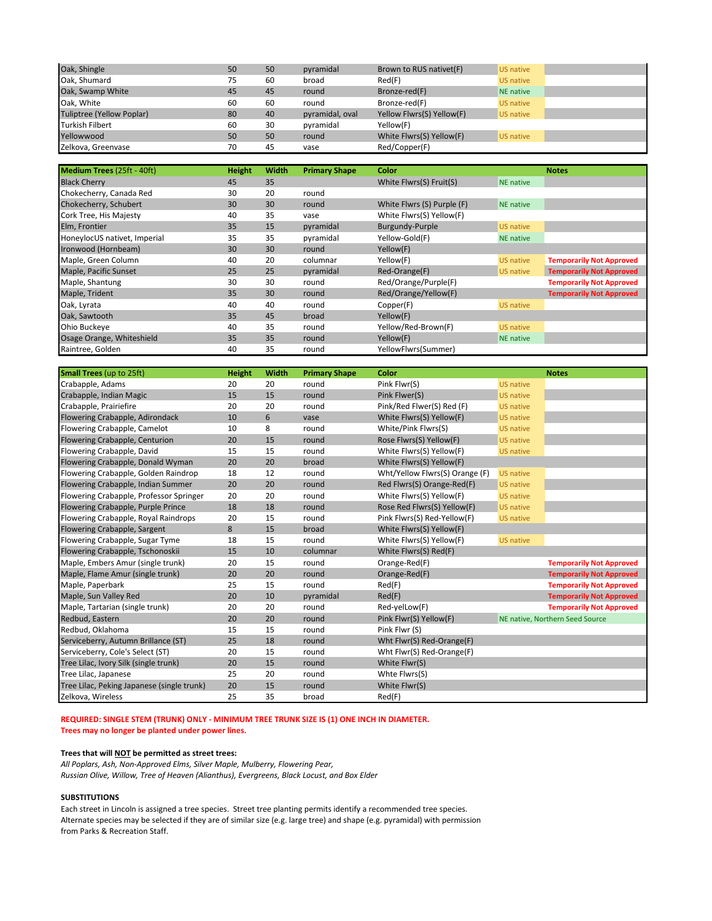| | | | | | | |
|---|---|---|---|---|---|---|
| Oak, Shingle | 50 | 50 | pyramidal | Brown to RUS nativet(F) | US native | |
| Oak, Shumard | 75 | 60 | broad | Red(F) | US native | |
| Oak, Swamp White | 45 | 45 | round | Bronze-red(F) | NE native | |
| Oak, White | 60 | 60 | round | Bronze-red(F) | US native | |
| Tuliptree (Yellow Poplar) | 80 | 40 | pyramidal, oval | Yellow Flwrs(S) Yellow(F) | US native | |
| Turkish Filbert | 60 | 30 | pyramidal | Yellow(F) | | |
| Yellowwood | 50 | 50 | round | White Flwrs(S) Yellow(F) | US native | |
| Zelkova, Greenvase | 70 | 45 | vase | Red/Copper(F) | | |

| Medium Trees (25ft - 40ft) | Height | Width | Primary Shape | Color | | Notes |
|---|---|---|---|---|---|---|
| Black Cherry | 45 | 35 | | White Flwrs(S) Fruit(S) | NE native | |
| Chokecherry, Canada Red | 30 | 20 | round | | | |
| Chokecherry, Schubert | 30 | 30 | round | White Flwrs (S) Purple (F) | NE native | |
| Cork Tree, His Majesty | 40 | 35 | vase | White Flwrs(S) Yellow(F) | | |
| Elm, Frontier | 35 | 15 | pyramidal | Burgundy-Purple | US native | |
| HoneylocUS nativet, Imperial | 35 | 35 | pyramidal | Yellow-Gold(F) | NE native | |
| Ironwood (Hornbeam) | 30 | 30 | round | Yellow(F) | | |
| Maple, Green Column | 40 | 20 | columnar | Yellow(F) | US native | Temporarily Not Approved |
| Maple, Pacific Sunset | 25 | 25 | pyramidal | Red-Orange(F) | US native | Temporarily Not Approved |
| Maple, Shantung | 30 | 30 | round | Red/Orange/Purple(F) | | Temporarily Not Approved |
| Maple, Trident | 35 | 30 | round | Red/Orange/Yellow(F) | | Temporarily Not Approved |
| Oak, Lyrata | 40 | 40 | round | Copper(F) | US native | |
| Oak, Sawtooth | 35 | 45 | broad | Yellow(F) | | |
| Ohio Buckeye | 40 | 35 | round | Yellow/Red-Brown(F) | US native | |
| Osage Orange, Whiteshield | 35 | 35 | round | Yellow(F) | NE native | |
| Raintree, Golden | 40 | 35 | round | YellowFlwrs(Summer) | | |

| Small Trees (up to 25ft) | Height | Width | Primary Shape | Color | | Notes |
|---|---|---|---|---|---|---|
| Crabapple, Adams | 20 | 20 | round | Pink Flwr(S) | US native | |
| Crabapple, Indian Magic | 15 | 15 | round | Pink Flwer(S) | US native | |
| Crabapple, Prairiefire | 20 | 20 | round | Pink/Red Flwer(S) Red (F) | US native | |
| Flowering Crabapple, Adirondack | 10 | 6 | vase | White Flwrs(S) Yellow(F) | US native | |
| Flowering Crabapple, Camelot | 10 | 8 | round | White/Pink Flwrs(S) | US native | |
| Flowering Crabapple, Centurion | 20 | 15 | round | Rose Flwrs(S) Yellow(F) | US native | |
| Flowering Crabapple, David | 15 | 15 | round | White Flwrs(S) Yellow(F) | US native | |
| Flowering Crabapple, Donald Wyman | 20 | 20 | broad | White Flwrs(S) Yellow(F) | | |
| Flowering Crabapple, Golden Raindrop | 18 | 12 | round | Wht/Yellow Flwrs(S) Orange (F) | US native | |
| Flowering Crabapple, Indian Summer | 20 | 20 | round | Red Flwrs(S) Orange-Red(F) | US native | |
| Flowering Crabapple, Professor Springer | 20 | 20 | round | White Flwrs(S) Yellow(F) | US native | |
| Flowering Crabapple, Purple Prince | 18 | 18 | round | Rose Red Flwrs(S) Yellow(F) | US native | |
| Flowering Crabapple, Royal Raindrops | 20 | 15 | round | Pink Flwrs(S) Red-Yellow(F) | US native | |
| Flowering Crabapple, Sargent | 8 | 15 | broad | White Flwrs(S) Yellow(F) | | |
| Flowering Crabapple, Sugar Tyme | 18 | 15 | round | White Flwrs(S) Yellow(F) | US native | |
| Flowering Crabapple, Tschonoskii | 15 | 10 | columnar | White Flwrs(S) Red(F) | | |
| Maple, Embers Amur (single trunk) | 20 | 15 | round | Orange-Red(F) | | Temporarily Not Approved |
| Maple, Flame Amur (single trunk) | 20 | 20 | round | Orange-Red(F) | | Temporarily Not Approved |
| Maple, Paperbark | 25 | 15 | round | Red(F) | | Temporarily Not Approved |
| Maple, Sun Valley Red | 20 | 10 | pyramidal | Red(F) | | Temporarily Not Approved |
| Maple, Tartarian (single trunk) | 20 | 20 | round | Red-yelLow(F) | | Temporarily Not Approved |
| Redbud, Eastern | 20 | 20 | round | Pink Flwr(S) Yellow(F) | NE native, Northern Seed Source | |
| Redbud, Oklahoma | 15 | 15 | round | Pink Flwr (S) | | |
| Serviceberry, Autumn Brillance (ST) | 25 | 18 | round | Wht Flwr(S) Red-Orange(F) | | |
| Serviceberry, Cole's Select (ST) | 20 | 15 | round | Wht Flwr(S) Red-Orange(F) | | |
| Tree Lilac, Ivory Silk (single trunk) | 20 | 15 | round | White Flwr(S) | | |
| Tree Lilac, Japanese | 25 | 20 | round | Whte Flwrs(S) | | |
| Tree Lilac, Peking Japanese (single trunk) | 20 | 15 | round | White Flwr(S) | | |
| Zelkova, Wireless | 25 | 35 | broad | Red(F) | | |

**REQUIRED: SINGLE STEM (TRUNK) ONLY - MINIMUM TREE TRUNK SIZE IS (1) ONE INCH IN DIAMETER.**
**Trees may no longer be planted under power lines.**

**Trees that will NOT be permitted as street trees:**
*All Poplars, Ash, Non-Approved Elms, Silver Maple, Mulberry, Flowering Pear,*
*Russian Olive, Willow, Tree of Heaven (Alianthus), Evergreens, Black Locust, and Box Elder*

**SUBSTITUTIONS**

Each street in Lincoln is assigned a tree species. Street tree planting permits identify a recommended tree species. Alternate species may be selected if they are of similar size (e.g. large tree) and shape (e.g. pyramidal) with permission from Parks & Recreation Staff.